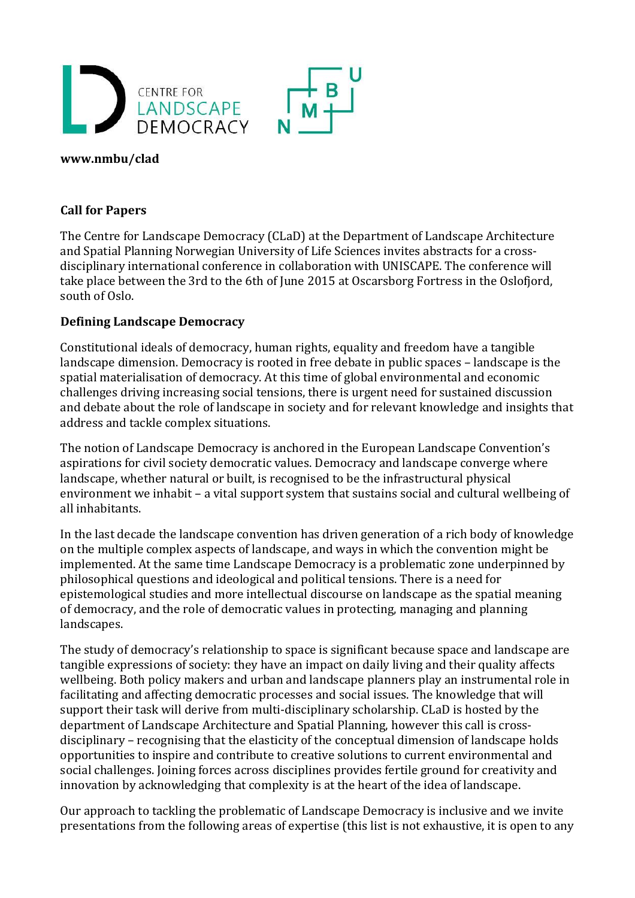CENTRE FOR LANDSCAPE DEMOCRACY

**www.nmbu/clad**

## Call for Papers

The Centre for Landscape Democracy (CLaD) at the Department of Landscape Architecture and Spatial Planning Norwegian University of Life Sciences invites abstracts for a cross-disciplinary international conference in collaboration with UNISCAPE. The conference will take place between the 3rd to the 6th of June 2015 at Oscarsborg Fortress in the Oslofjord, south of Oslo.

### Defining Landscape Democracy

Constitutional ideals of democracy, human rights, equality and freedom have a tangible landscape dimension. Democracy is rooted in free debate in public spaces – landscape is the spatial materialisation of democracy. At this time of global environmental and economic challenges driving increasing social tensions, there is urgent need for sustained discussion and debate about the role of landscape in society and for relevant knowledge and insights that address and tackle complex situations.

The notion of Landscape Democracy is anchored in the European Landscape Convention's aspirations for civil society democratic values. Democracy and landscape converge where landscape, whether natural or built, is recognised to be the infrastructural physical environment we inhabit – a vital support system that sustains social and cultural wellbeing of all inhabitants.

In the last decade the landscape convention has driven generation of a rich body of knowledge on the multiple complex aspects of landscape, and ways in which the convention might be implemented. At the same time Landscape Democracy is a problematic zone underpinned by philosophical questions and ideological and political tensions. There is a need for epistemological studies and more intellectual discourse on landscape as the spatial meaning of democracy, and the role of democratic values in protecting, managing and planning landscapes.

The study of democracy's relationship to space is significant because space and landscape are tangible expressions of society: they have an impact on daily living and their quality affects wellbeing. Both policy makers and urban and landscape planners play an instrumental role in facilitating and affecting democratic processes and social issues. The knowledge that will support their task will derive from multi-disciplinary scholarship. CLaD is hosted by the department of Landscape Architecture and Spatial Planning, however this call is cross-disciplinary – recognising that the elasticity of the conceptual dimension of landscape holds opportunities to inspire and contribute to creative solutions to current environmental and social challenges. Joining forces across disciplines provides fertile ground for creativity and innovation by acknowledging that complexity is at the heart of the idea of landscape.

Our approach to tackling the problematic of Landscape Democracy is inclusive and we invite presentations from the following areas of expertise (this list is not exhaustive, it is open to any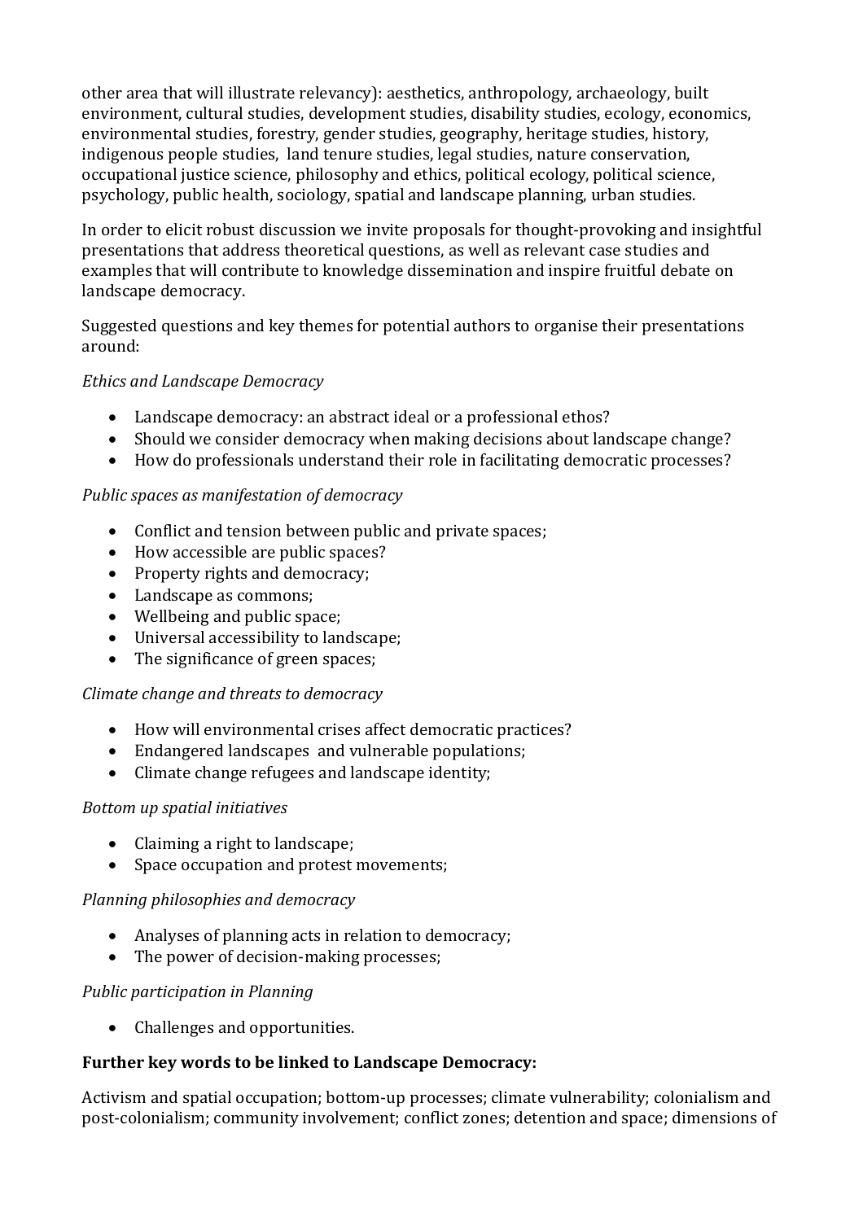other area that will illustrate relevancy): aesthetics, anthropology, archaeology, built environment, cultural studies, development studies, disability studies, ecology, economics, environmental studies, forestry, gender studies, geography, heritage studies, history, indigenous people studies, land tenure studies, legal studies, nature conservation, occupational justice science, philosophy and ethics, political ecology, political science, psychology, public health, sociology, spatial and landscape planning, urban studies.

In order to elicit robust discussion we invite proposals for thought-provoking and insightful presentations that address theoretical questions, as well as relevant case studies and examples that will contribute to knowledge dissemination and inspire fruitful debate on landscape democracy.

Suggested questions and key themes for potential authors to organise their presentations around:

*Ethics and Landscape Democracy*

- Landscape democracy: an abstract ideal or a professional ethos?
- Should we consider democracy when making decisions about landscape change?
- How do professionals understand their role in facilitating democratic processes?

*Public spaces as manifestation of democracy*

- Conflict and tension between public and private spaces;
- How accessible are public spaces?
- Property rights and democracy;
- Landscape as commons;
- Wellbeing and public space;
- Universal accessibility to landscape;
- The significance of green spaces;

*Climate change and threats to democracy*

- How will environmental crises affect democratic practices?
- Endangered landscapes and vulnerable populations;
- Climate change refugees and landscape identity;

*Bottom up spatial initiatives*

- Claiming a right to landscape;
- Space occupation and protest movements;

*Planning philosophies and democracy*

- Analyses of planning acts in relation to democracy;
- The power of decision-making processes;

*Public participation in Planning*

- Challenges and opportunities.

**Further key words to be linked to Landscape Democracy:**

Activism and spatial occupation; bottom-up processes; climate vulnerability; colonialism and post-colonialism; community involvement; conflict zones; detention and space; dimensions of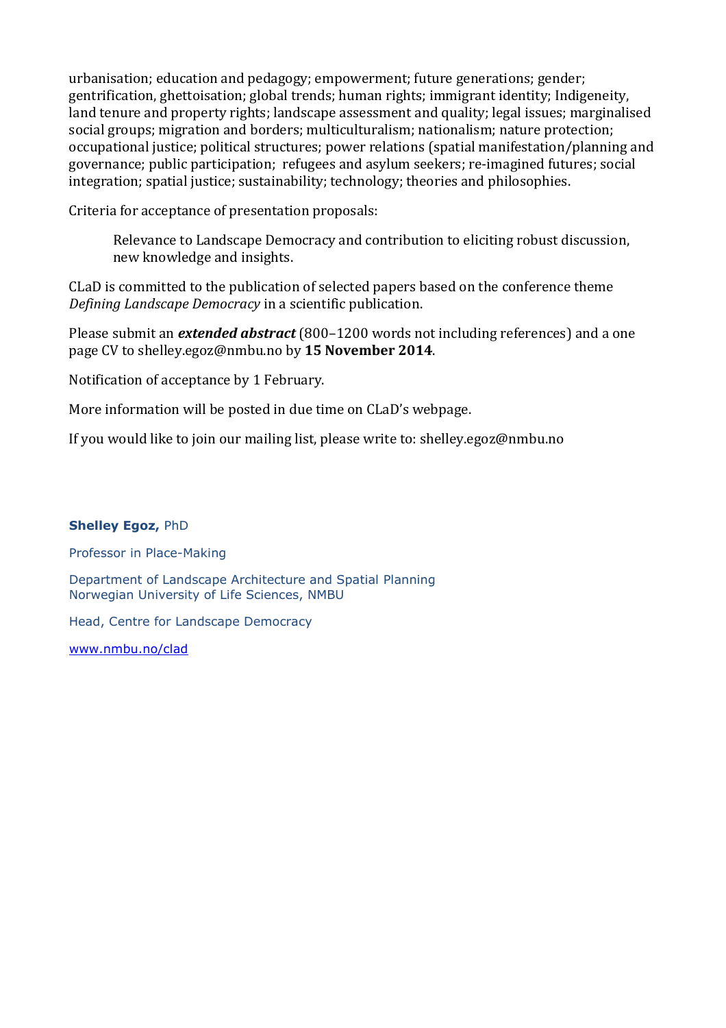urbanisation; education and pedagogy; empowerment; future generations; gender; gentrification, ghettoisation; global trends; human rights; immigrant identity; Indigeneity, land tenure and property rights; landscape assessment and quality; legal issues; marginalised social groups; migration and borders; multiculturalism; nationalism; nature protection; occupational justice; political structures; power relations (spatial manifestation/planning and governance; public participation; refugees and asylum seekers; re-imagined futures; social integration; spatial justice; sustainability; technology; theories and philosophies.

Criteria for acceptance of presentation proposals:

> Relevance to Landscape Democracy and contribution to eliciting robust discussion, new knowledge and insights.

CLaD is committed to the publication of selected papers based on the conference theme *Defining Landscape Democracy* in a scientific publication.

Please submit an ***extended abstract*** (800–1200 words not including references) and a one page CV to shelley.egoz@nmbu.no by **15 November 2014**.

Notification of acceptance by 1 February.

More information will be posted in due time on CLaD's webpage.

If you would like to join our mailing list, please write to: shelley.egoz@nmbu.no

**Shelley Egoz,** PhD

Professor in Place-Making

Department of Landscape Architecture and Spatial Planning
Norwegian University of Life Sciences, NMBU

Head, Centre for Landscape Democracy

www.nmbu.no/clad